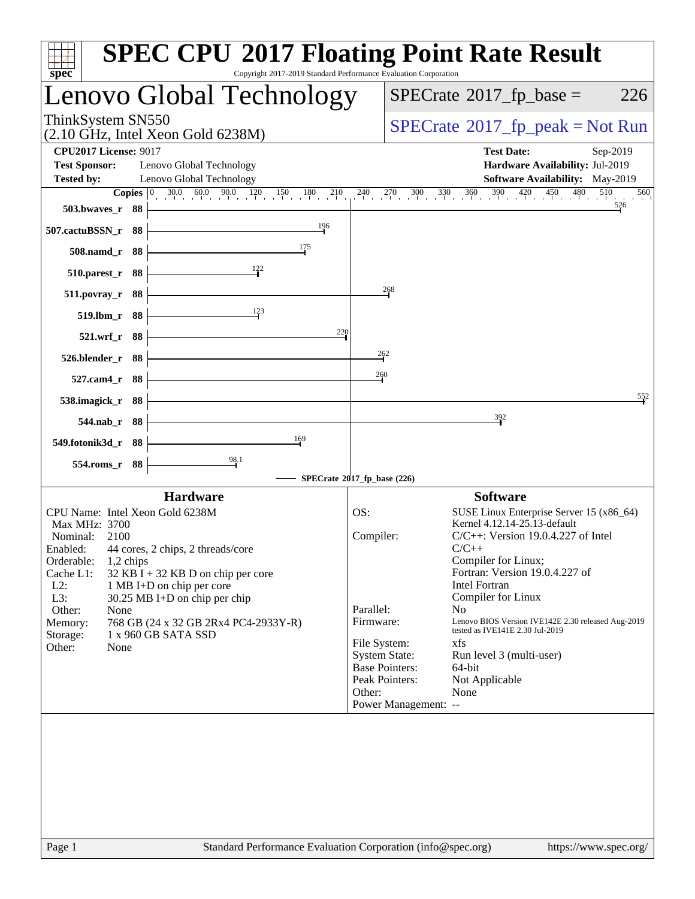# SPEC CPU 2017 Floating Point Rate Result

Copyright 2017-2019 Standard Performance Evaluation Corporation

## Lenovo Global Technology

ThinkSystem SN550
(2.10 GHz, Intel Xeon Gold 6238M)

SPECrate 2017_fp_base = 226

SPECrate 2017_fp_peak = Not Run

**CPU2017 License:** 9017
**Test Sponsor:** Lenovo Global Technology
**Tested by:** Lenovo Global Technology

**Test Date:** Sep-2019
**Hardware Availability:** Jul-2019
**Software Availability:** May-2019

| Benchmark | Copies | SPECrate 2017_fp_base |
|---|---|---|
| 503.bwaves_r | 88 | 526 |
| 507.cactuBSSN_r | 88 | 196 |
| 508.namd_r | 88 | 175 |
| 510.parest_r | 88 | 122 |
| 511.povray_r | 88 | 268 |
| 519.lbm_r | 88 | 123 |
| 521.wrf_r | 88 | 220 |
| 526.blender_r | 88 | 262 |
| 527.cam4_r | 88 | 260 |
| 538.imagick_r | 88 | 552 |
| 544.nab_r | 88 | 392 |
| 549.fotonik3d_r | 88 | 169 |
| 554.roms_r | 88 | 98.1 |

SPECrate 2017_fp_base (226)

### Hardware

| | |
|---|---|
| CPU Name: | Intel Xeon Gold 6238M |
| Max MHz: | 3700 |
| Nominal: | 2100 |
| Enabled: | 44 cores, 2 chips, 2 threads/core |
| Orderable: | 1,2 chips |
| Cache L1: | 32 KB I + 32 KB D on chip per core |
| L2: | 1 MB I+D on chip per core |
| L3: | 30.25 MB I+D on chip per chip |
| Other: | None |
| Memory: | 768 GB (24 x 32 GB 2Rx4 PC4-2933Y-R) |
| Storage: | 1 x 960 GB SATA SSD |
| Other: | None |

### Software

| | |
|---|---|
| OS: | SUSE Linux Enterprise Server 15 (x86_64) Kernel 4.12.14-25.13-default |
| Compiler: | C/C++: Version 19.0.4.227 of Intel C/C++ Compiler for Linux; Fortran: Version 19.0.4.227 of Intel Fortran Compiler for Linux |
| Parallel: | No |
| Firmware: | Lenovo BIOS Version IVE142E 2.30 released Aug-2019 tested as IVE141E 2.30 Jul-2019 |
| File System: | xfs |
| System State: | Run level 3 (multi-user) |
| Base Pointers: | 64-bit |
| Peak Pointers: | Not Applicable |
| Other: | None |
| Power Management: | -- |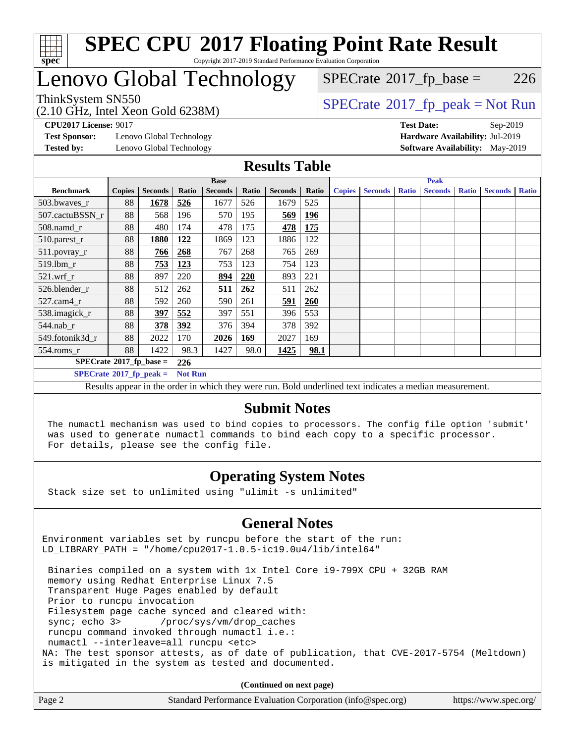# SPEC CPU 2017 Floating Point Rate Result

Copyright 2017-2019 Standard Performance Evaluation Corporation

# Lenovo Global Technology

ThinkSystem SN550
(2.10 GHz, Intel Xeon Gold 6238M)

SPECrate 2017_fp_base = 226

SPECrate 2017_fp_peak = Not Run

**CPU2017 License:** 9017
**Test Sponsor:** Lenovo Global Technology
**Tested by:** Lenovo Global Technology

**Test Date:** Sep-2019
**Hardware Availability:** Jul-2019
**Software Availability:** May-2019

## Results Table

| Benchmark | Base | | | | | | | Peak | | | | | | |
|---|---|---|---|---|---|---|---|---|---|---|---|---|---|---|
| | Copies | Seconds | Ratio | Seconds | Ratio | Seconds | Ratio | Copies | Seconds | Ratio | Seconds | Ratio | Seconds | Ratio |
| 503.bwaves_r | 88 | **1678** | **526** | 1677 | 526 | 1679 | 525 | | | | | | | |
| 507.cactuBSSN_r | 88 | 568 | 196 | 570 | 195 | **569** | **196** | | | | | | | |
| 508.namd_r | 88 | 480 | 174 | 478 | 175 | **478** | **175** | | | | | | | |
| 510.parest_r | 88 | **1880** | **122** | 1869 | 123 | 1886 | 122 | | | | | | | |
| 511.povray_r | 88 | **766** | **268** | 767 | 268 | 765 | 269 | | | | | | | |
| 519.lbm_r | 88 | **753** | **123** | 753 | 123 | 754 | 123 | | | | | | | |
| 521.wrf_r | 88 | 897 | 220 | **894** | **220** | 893 | 221 | | | | | | | |
| 526.blender_r | 88 | 512 | 262 | **511** | **262** | 511 | 262 | | | | | | | |
| 527.cam4_r | 88 | 592 | 260 | 590 | 261 | **591** | **260** | | | | | | | |
| 538.imagick_r | 88 | **397** | **552** | 397 | 551 | 396 | 553 | | | | | | | |
| 544.nab_r | 88 | **378** | **392** | 376 | 394 | 378 | 392 | | | | | | | |
| 549.fotonik3d_r | 88 | 2022 | 170 | **2026** | **169** | 2027 | 169 | | | | | | | |
| 554.roms_r | 88 | 1422 | 98.3 | 1427 | 98.0 | **1425** | **98.1** | | | | | | | |

**SPECrate 2017_fp_base = 226**

**SPECrate 2017_fp_peak = Not Run**

Results appear in the order in which they were run. Bold underlined text indicates a median measurement.

## Submit Notes

The numactl mechanism was used to bind copies to processors. The config file option 'submit' was used to generate numactl commands to bind each copy to a specific processor. For details, please see the config file.

## Operating System Notes

Stack size set to unlimited using "ulimit -s unlimited"

## General Notes

```
Environment variables set by runcpu before the start of the run:
LD_LIBRARY_PATH = "/home/cpu2017-1.0.5-ic19.0u4/lib/intel64"

 Binaries compiled on a system with 1x Intel Core i9-799X CPU + 32GB RAM
 memory using Redhat Enterprise Linux 7.5
 Transparent Huge Pages enabled by default
 Prior to runcpu invocation
 Filesystem page cache synced and cleared with:
 sync; echo 3>       /proc/sys/vm/drop_caches
 runcpu command invoked through numactl i.e.:
 numactl --interleave=all runcpu <etc>
NA: The test sponsor attests, as of date of publication, that CVE-2017-5754 (Meltdown)
is mitigated in the system as tested and documented.
```

**(Continued on next page)**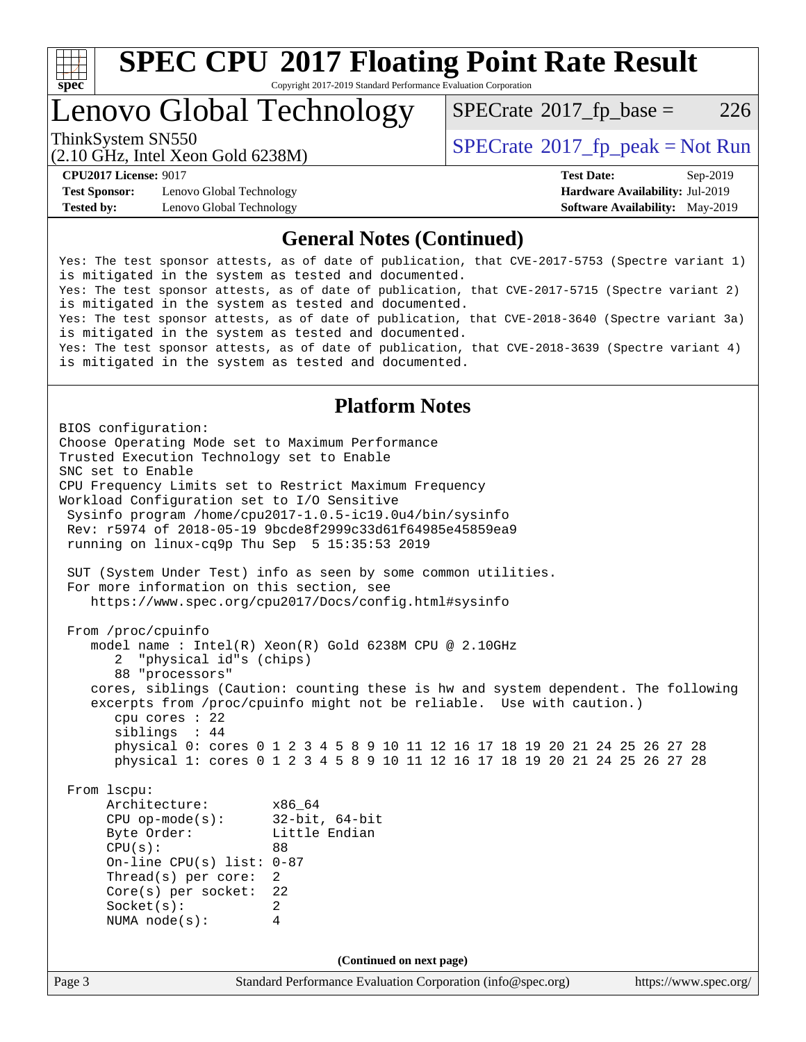# SPEC CPU 2017 Floating Point Rate Result

Copyright 2017-2019 Standard Performance Evaluation Corporation

# Lenovo Global Technology

ThinkSystem SN550
(2.10 GHz, Intel Xeon Gold 6238M)

SPECrate 2017_fp_base = 226

SPECrate 2017_fp_peak = Not Run

**CPU2017 License:** 9017
**Test Sponsor:** Lenovo Global Technology
**Tested by:** Lenovo Global Technology

**Test Date:** Sep-2019
**Hardware Availability:** Jul-2019
**Software Availability:** May-2019

## General Notes (Continued)

```
Yes: The test sponsor attests, as of date of publication, that CVE-2017-5753 (Spectre variant 1)
is mitigated in the system as tested and documented.
Yes: The test sponsor attests, as of date of publication, that CVE-2017-5715 (Spectre variant 2)
is mitigated in the system as tested and documented.
Yes: The test sponsor attests, as of date of publication, that CVE-2018-3640 (Spectre variant 3a)
is mitigated in the system as tested and documented.
Yes: The test sponsor attests, as of date of publication, that CVE-2018-3639 (Spectre variant 4)
is mitigated in the system as tested and documented.
```

## Platform Notes

```
BIOS configuration:
Choose Operating Mode set to Maximum Performance
Trusted Execution Technology set to Enable
SNC set to Enable
CPU Frequency Limits set to Restrict Maximum Frequency
Workload Configuration set to I/O Sensitive
 Sysinfo program /home/cpu2017-1.0.5-ic19.0u4/bin/sysinfo
 Rev: r5974 of 2018-05-19 9bcde8f2999c33d61f64985e45859ea9
 running on linux-cq9p Thu Sep  5 15:35:53 2019

 SUT (System Under Test) info as seen by some common utilities.
 For more information on this section, see
    https://www.spec.org/cpu2017/Docs/config.html#sysinfo

 From /proc/cpuinfo
    model name : Intel(R) Xeon(R) Gold 6238M CPU @ 2.10GHz
       2  "physical id"s (chips)
       88 "processors"
    cores, siblings (Caution: counting these is hw and system dependent. The following
    excerpts from /proc/cpuinfo might not be reliable.  Use with caution.)
       cpu cores : 22
       siblings  : 44
       physical 0: cores 0 1 2 3 4 5 8 9 10 11 12 16 17 18 19 20 21 24 25 26 27 28
       physical 1: cores 0 1 2 3 4 5 8 9 10 11 12 16 17 18 19 20 21 24 25 26 27 28

 From lscpu:
      Architecture:        x86_64
      CPU op-mode(s):      32-bit, 64-bit
      Byte Order:          Little Endian
      CPU(s):              88
      On-line CPU(s) list: 0-87
      Thread(s) per core:  2
      Core(s) per socket:  22
      Socket(s):           2
      NUMA node(s):        4
```

(Continued on next page)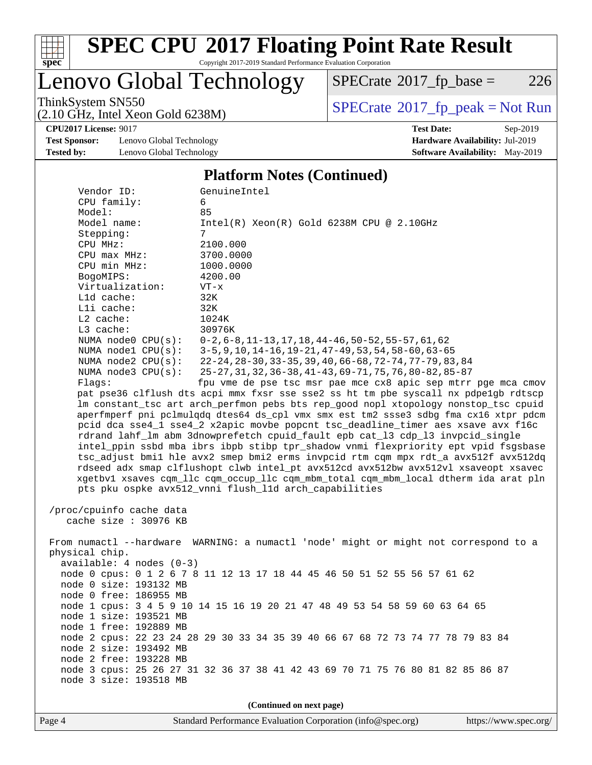# SPEC CPU 2017 Floating Point Rate Result

Copyright 2017-2019 Standard Performance Evaluation Corporation

## Lenovo Global Technology

ThinkSystem SN550
(2.10 GHz, Intel Xeon Gold 6238M)

SPECrate 2017_fp_base = 226

SPECrate 2017_fp_peak = Not Run

**CPU2017 License:** 9017
**Test Sponsor:** Lenovo Global Technology
**Tested by:** Lenovo Global Technology

**Test Date:** Sep-2019
**Hardware Availability:** Jul-2019
**Software Availability:** May-2019

### Platform Notes (Continued)

```
      Vendor ID:           GenuineIntel
      CPU family:          6
      Model:               85
      Model name:          Intel(R) Xeon(R) Gold 6238M CPU @ 2.10GHz
      Stepping:            7
      CPU MHz:             2100.000
      CPU max MHz:         3700.0000
      CPU min MHz:         1000.0000
      BogoMIPS:            4200.00
      Virtualization:      VT-x
      L1d cache:           32K
      L1i cache:           32K
      L2 cache:            1024K
      L3 cache:            30976K
      NUMA node0 CPU(s):   0-2,6-8,11-13,17,18,44-46,50-52,55-57,61,62
      NUMA node1 CPU(s):   3-5,9,10,14-16,19-21,47-49,53,54,58-60,63-65
      NUMA node2 CPU(s):   22-24,28-30,33-35,39,40,66-68,72-74,77-79,83,84
      NUMA node3 CPU(s):   25-27,31,32,36-38,41-43,69-71,75,76,80-82,85-87
      Flags:               fpu vme de pse tsc msr pae mce cx8 apic sep mtrr pge mca cmov
      pat pse36 clflush dts acpi mmx fxsr sse sse2 ss ht tm pbe syscall nx pdpe1gb rdtscp
      lm constant_tsc art arch_perfmon pebs bts rep_good nopl xtopology nonstop_tsc cpuid
      aperfmperf pni pclmulqdq dtes64 ds_cpl vmx smx est tm2 ssse3 sdbg fma cx16 xtpr pdcm
      pcid dca sse4_1 sse4_2 x2apic movbe popcnt tsc_deadline_timer aes xsave avx f16c
      rdrand lahf_lm abm 3dnowprefetch cpuid_fault epb cat_l3 cdp_l3 invpcid_single
      intel_ppin ssbd mba ibrs ibpb stibp tpr_shadow vnmi flexpriority ept vpid fsgsbase
      tsc_adjust bmi1 hle avx2 smep bmi2 erms invpcid rtm cqm mpx rdt_a avx512f avx512dq
      rdseed adx smap clflushopt clwb intel_pt avx512cd avx512bw avx512vl xsaveopt xsavec
      xgetbv1 xsaves cqm_llc cqm_occup_llc cqm_mbm_total cqm_mbm_local dtherm ida arat pln
      pts pku ospke avx512_vnni flush_l1d arch_capabilities

 /proc/cpuinfo cache data
    cache size : 30976 KB

 From numactl --hardware  WARNING: a numactl 'node' might or might not correspond to a
 physical chip.
   available: 4 nodes (0-3)
   node 0 cpus: 0 1 2 6 7 8 11 12 13 17 18 44 45 46 50 51 52 55 56 57 61 62
   node 0 size: 193132 MB
   node 0 free: 186955 MB
   node 1 cpus: 3 4 5 9 10 14 15 16 19 20 21 47 48 49 53 54 58 59 60 63 64 65
   node 1 size: 193521 MB
   node 1 free: 192889 MB
   node 2 cpus: 22 23 24 28 29 30 33 34 35 39 40 66 67 68 72 73 74 77 78 79 83 84
   node 2 size: 193492 MB
   node 2 free: 193228 MB
   node 3 cpus: 25 26 27 31 32 36 37 38 41 42 43 69 70 71 75 76 80 81 82 85 86 87
   node 3 size: 193518 MB
```

(Continued on next page)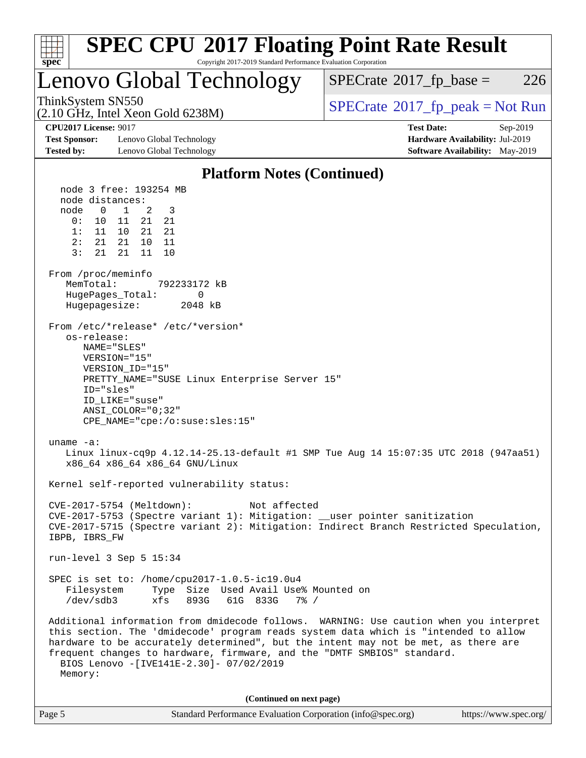# SPEC CPU 2017 Floating Point Rate Result

Copyright 2017-2019 Standard Performance Evaluation Corporation

## Lenovo Global Technology

ThinkSystem SN550
(2.10 GHz, Intel Xeon Gold 6238M)

SPECrate 2017_fp_base = 226

SPECrate 2017_fp_peak = Not Run

**CPU2017 License:** 9017
**Test Sponsor:** Lenovo Global Technology
**Tested by:** Lenovo Global Technology

**Test Date:** Sep-2019
**Hardware Availability:** Jul-2019
**Software Availability:** May-2019

### Platform Notes (Continued)

```
    node 3 free: 193254 MB
    node distances:
    node   0   1   2   3
      0:  10  11  21  21
      1:  11  10  21  21
      2:  21  21  10  11
      3:  21  21  11  10

  From /proc/meminfo
     MemTotal:       792233172 kB
     HugePages_Total:       0
     Hugepagesize:       2048 kB

  From /etc/*release* /etc/*version*
     os-release:
        NAME="SLES"
        VERSION="15"
        VERSION_ID="15"
        PRETTY_NAME="SUSE Linux Enterprise Server 15"
        ID="sles"
        ID_LIKE="suse"
        ANSI_COLOR="0;32"
        CPE_NAME="cpe:/o:suse:sles:15"

  uname -a:
     Linux linux-cq9p 4.12.14-25.13-default #1 SMP Tue Aug 14 15:07:35 UTC 2018 (947aa51)
     x86_64 x86_64 x86_64 GNU/Linux

  Kernel self-reported vulnerability status:

  CVE-2017-5754 (Meltdown):          Not affected
  CVE-2017-5753 (Spectre variant 1): Mitigation: __user pointer sanitization
  CVE-2017-5715 (Spectre variant 2): Mitigation: Indirect Branch Restricted Speculation,
  IBPB, IBRS_FW

  run-level 3 Sep 5 15:34

  SPEC is set to: /home/cpu2017-1.0.5-ic19.0u4
     Filesystem     Type  Size  Used Avail Use% Mounted on
     /dev/sdb3      xfs   893G   61G  833G   7% /

  Additional information from dmidecode follows.  WARNING: Use caution when you interpret
  this section. The 'dmidecode' program reads system data which is "intended to allow
  hardware to be accurately determined", but the intent may not be met, as there are
  frequent changes to hardware, firmware, and the "DMTF SMBIOS" standard.
    BIOS Lenovo -[IVE141E-2.30]- 07/02/2019
    Memory:
```

(Continued on next page)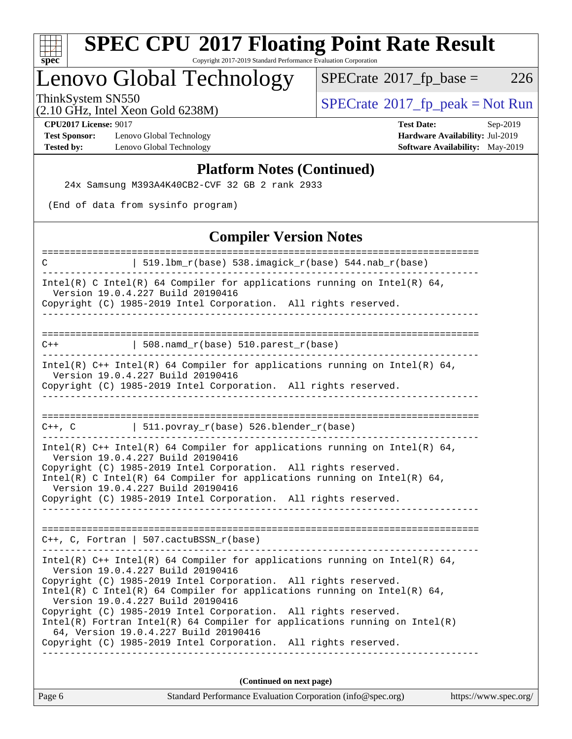# SPEC CPU 2017 Floating Point Rate Result

Copyright 2017-2019 Standard Performance Evaluation Corporation

## Lenovo Global Technology

ThinkSystem SN550
(2.10 GHz, Intel Xeon Gold 6238M)

SPECrate 2017_fp_base = 226

SPECrate 2017_fp_peak = Not Run

**CPU2017 License:** 9017
**Test Sponsor:** Lenovo Global Technology
**Tested by:** Lenovo Global Technology

**Test Date:** Sep-2019
**Hardware Availability:** Jul-2019
**Software Availability:** May-2019

### Platform Notes (Continued)

```
   24x Samsung M393A4K40CB2-CVF 32 GB 2 rank 2933

 (End of data from sysinfo program)
```

### Compiler Version Notes

```
==============================================================================
C               | 519.lbm_r(base) 538.imagick_r(base) 544.nab_r(base)
------------------------------------------------------------------------------
Intel(R) C Intel(R) 64 Compiler for applications running on Intel(R) 64,
  Version 19.0.4.227 Build 20190416
Copyright (C) 1985-2019 Intel Corporation.  All rights reserved.
------------------------------------------------------------------------------

==============================================================================
C++             | 508.namd_r(base) 510.parest_r(base)
------------------------------------------------------------------------------
Intel(R) C++ Intel(R) 64 Compiler for applications running on Intel(R) 64,
  Version 19.0.4.227 Build 20190416
Copyright (C) 1985-2019 Intel Corporation.  All rights reserved.
------------------------------------------------------------------------------

==============================================================================
C++, C          | 511.povray_r(base) 526.blender_r(base)
------------------------------------------------------------------------------
Intel(R) C++ Intel(R) 64 Compiler for applications running on Intel(R) 64,
  Version 19.0.4.227 Build 20190416
Copyright (C) 1985-2019 Intel Corporation.  All rights reserved.
Intel(R) C Intel(R) 64 Compiler for applications running on Intel(R) 64,
  Version 19.0.4.227 Build 20190416
Copyright (C) 1985-2019 Intel Corporation.  All rights reserved.
------------------------------------------------------------------------------

==============================================================================
C++, C, Fortran | 507.cactuBSSN_r(base)
------------------------------------------------------------------------------
Intel(R) C++ Intel(R) 64 Compiler for applications running on Intel(R) 64,
  Version 19.0.4.227 Build 20190416
Copyright (C) 1985-2019 Intel Corporation.  All rights reserved.
Intel(R) C Intel(R) 64 Compiler for applications running on Intel(R) 64,
  Version 19.0.4.227 Build 20190416
Copyright (C) 1985-2019 Intel Corporation.  All rights reserved.
Intel(R) Fortran Intel(R) 64 Compiler for applications running on Intel(R)
  64, Version 19.0.4.227 Build 20190416
Copyright (C) 1985-2019 Intel Corporation.  All rights reserved.
------------------------------------------------------------------------------
```

(Continued on next page)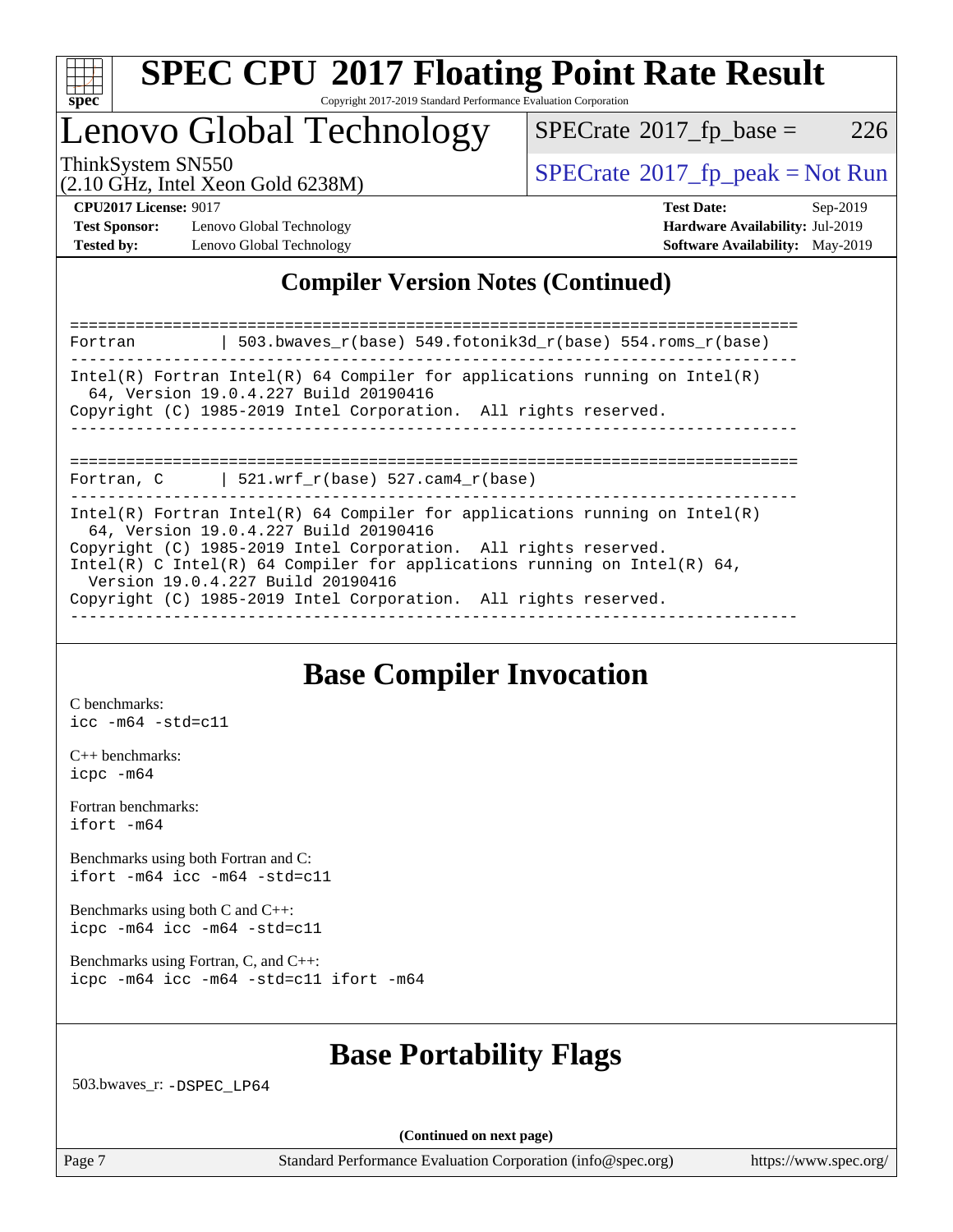## Compiler Version Notes (Continued)

```
==============================================================================
Fortran         | 503.bwaves_r(base) 549.fotonik3d_r(base) 554.roms_r(base)
------------------------------------------------------------------------------
Intel(R) Fortran Intel(R) 64 Compiler for applications running on Intel(R)
  64, Version 19.0.4.227 Build 20190416
Copyright (C) 1985-2019 Intel Corporation.  All rights reserved.
------------------------------------------------------------------------------

==============================================================================
Fortran, C      | 521.wrf_r(base) 527.cam4_r(base)
------------------------------------------------------------------------------
Intel(R) Fortran Intel(R) 64 Compiler for applications running on Intel(R)
  64, Version 19.0.4.227 Build 20190416
Copyright (C) 1985-2019 Intel Corporation.  All rights reserved.
Intel(R) C Intel(R) 64 Compiler for applications running on Intel(R) 64,
  Version 19.0.4.227 Build 20190416
Copyright (C) 1985-2019 Intel Corporation.  All rights reserved.
------------------------------------------------------------------------------
```

## Base Compiler Invocation

C benchmarks:
`icc -m64 -std=c11`

C++ benchmarks:
`icpc -m64`

Fortran benchmarks:
`ifort -m64`

Benchmarks using both Fortran and C:
`ifort -m64 icc -m64 -std=c11`

Benchmarks using both C and C++:
`icpc -m64 icc -m64 -std=c11`

Benchmarks using Fortran, C, and C++:
`icpc -m64 icc -m64 -std=c11 ifort -m64`

## Base Portability Flags

503.bwaves_r: `-DSPEC_LP64`

**(Continued on next page)**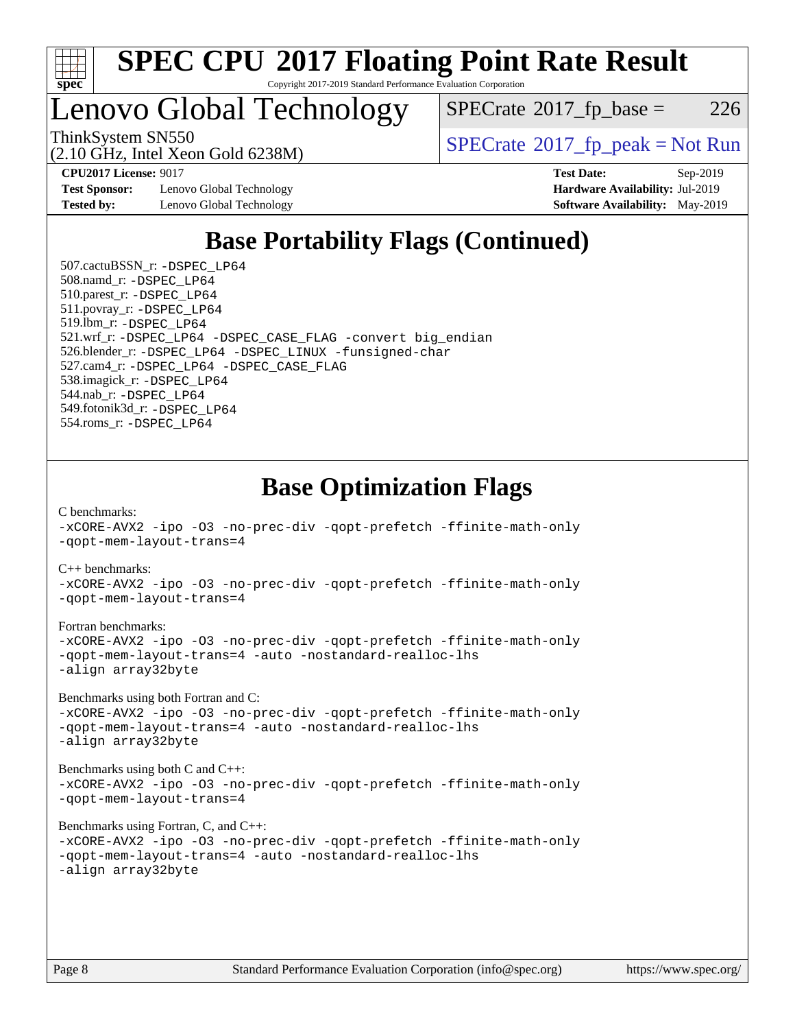# SPEC CPU 2017 Floating Point Rate Result

Copyright 2017-2019 Standard Performance Evaluation Corporation

## Lenovo Global Technology

ThinkSystem SN550
(2.10 GHz, Intel Xeon Gold 6238M)

SPECrate 2017_fp_base = 226

SPECrate 2017_fp_peak = Not Run

**CPU2017 License:** 9017
**Test Sponsor:** Lenovo Global Technology
**Tested by:** Lenovo Global Technology

**Test Date:** Sep-2019
**Hardware Availability:** Jul-2019
**Software Availability:** May-2019

## Base Portability Flags (Continued)

507.cactuBSSN_r: -DSPEC_LP64
508.namd_r: -DSPEC_LP64
510.parest_r: -DSPEC_LP64
511.povray_r: -DSPEC_LP64
519.lbm_r: -DSPEC_LP64
521.wrf_r: -DSPEC_LP64 -DSPEC_CASE_FLAG -convert big_endian
526.blender_r: -DSPEC_LP64 -DSPEC_LINUX -funsigned-char
527.cam4_r: -DSPEC_LP64 -DSPEC_CASE_FLAG
538.imagick_r: -DSPEC_LP64
544.nab_r: -DSPEC_LP64
549.fotonik3d_r: -DSPEC_LP64
554.roms_r: -DSPEC_LP64

## Base Optimization Flags

C benchmarks:
-xCORE-AVX2 -ipo -O3 -no-prec-div -qopt-prefetch -ffinite-math-only
-qopt-mem-layout-trans=4

C++ benchmarks:
-xCORE-AVX2 -ipo -O3 -no-prec-div -qopt-prefetch -ffinite-math-only
-qopt-mem-layout-trans=4

Fortran benchmarks:
-xCORE-AVX2 -ipo -O3 -no-prec-div -qopt-prefetch -ffinite-math-only
-qopt-mem-layout-trans=4 -auto -nostandard-realloc-lhs
-align array32byte

Benchmarks using both Fortran and C:
-xCORE-AVX2 -ipo -O3 -no-prec-div -qopt-prefetch -ffinite-math-only
-qopt-mem-layout-trans=4 -auto -nostandard-realloc-lhs
-align array32byte

Benchmarks using both C and C++:
-xCORE-AVX2 -ipo -O3 -no-prec-div -qopt-prefetch -ffinite-math-only
-qopt-mem-layout-trans=4

Benchmarks using Fortran, C, and C++:
-xCORE-AVX2 -ipo -O3 -no-prec-div -qopt-prefetch -ffinite-math-only
-qopt-mem-layout-trans=4 -auto -nostandard-realloc-lhs
-align array32byte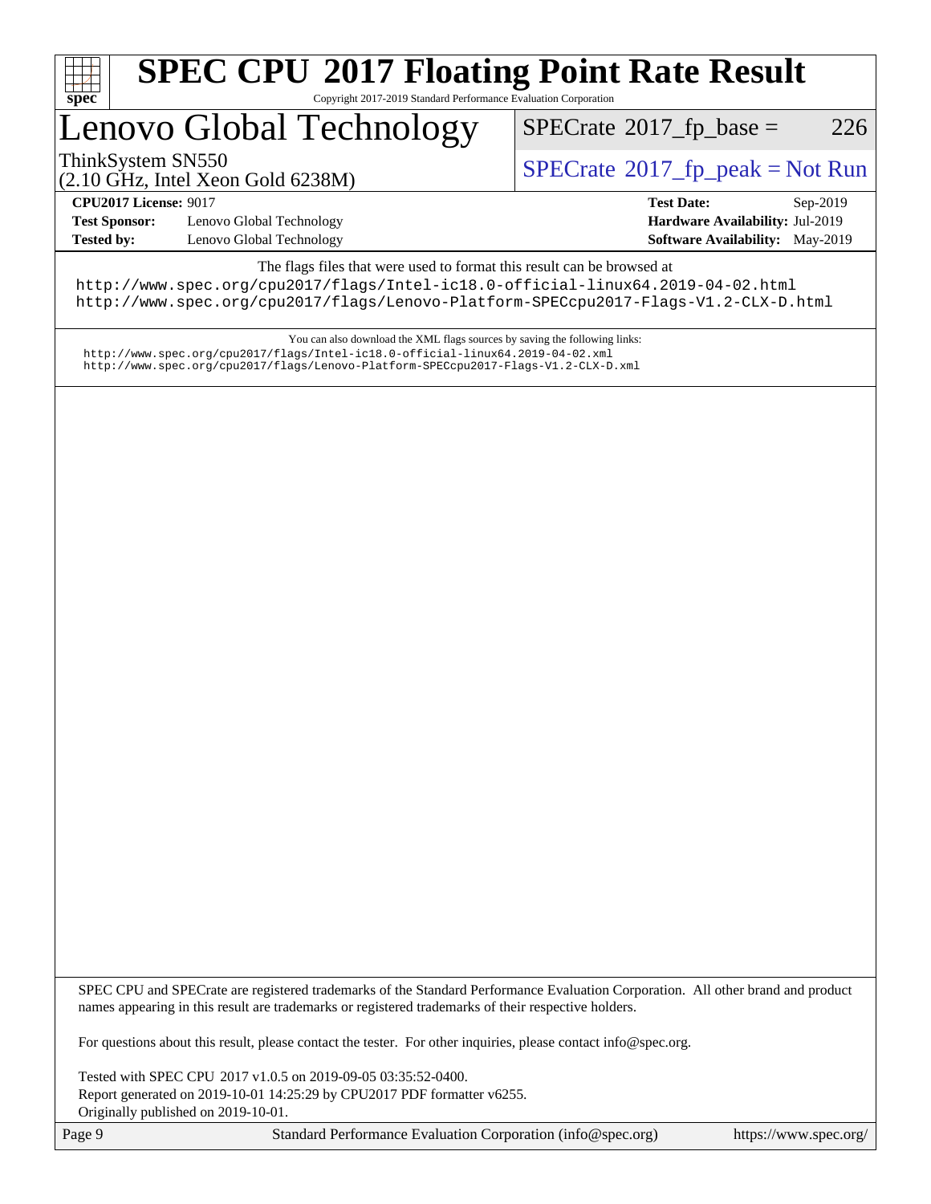The flags files that were used to format this result can be browsed at
http://www.spec.org/cpu2017/flags/Intel-ic18.0-official-linux64.2019-04-02.html
http://www.spec.org/cpu2017/flags/Lenovo-Platform-SPECcpu2017-Flags-V1.2-CLX-D.html

You can also download the XML flags sources by saving the following links:
http://www.spec.org/cpu2017/flags/Intel-ic18.0-official-linux64.2019-04-02.xml
http://www.spec.org/cpu2017/flags/Lenovo-Platform-SPECcpu2017-Flags-V1.2-CLX-D.xml

SPEC CPU and SPECrate are registered trademarks of the Standard Performance Evaluation Corporation. All other brand and product names appearing in this result are trademarks or registered trademarks of their respective holders.

For questions about this result, please contact the tester. For other inquiries, please contact info@spec.org.

Tested with SPEC CPU 2017 v1.0.5 on 2019-09-05 03:35:52-0400.
Report generated on 2019-10-01 14:25:29 by CPU2017 PDF formatter v6255.
Originally published on 2019-10-01.